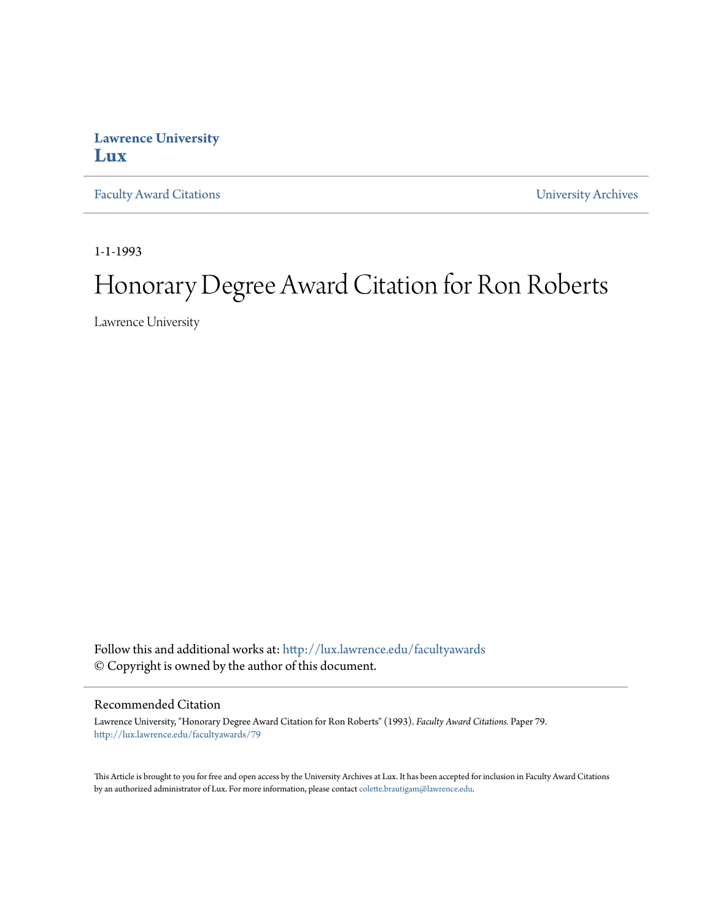**Lawrence University**
**Lux**

Faculty Award Citations | University Archives

1-1-1993

# Honorary Degree Award Citation for Ron Roberts

Lawrence University

Follow this and additional works at: http://lux.lawrence.edu/facultyawards
© Copyright is owned by the author of this document.

## Recommended Citation

Lawrence University, "Honorary Degree Award Citation for Ron Roberts" (1993). *Faculty Award Citations.* Paper 79.
http://lux.lawrence.edu/facultyawards/79

This Article is brought to you for free and open access by the University Archives at Lux. It has been accepted for inclusion in Faculty Award Citations by an authorized administrator of Lux. For more information, please contact colette.brautigam@lawrence.edu.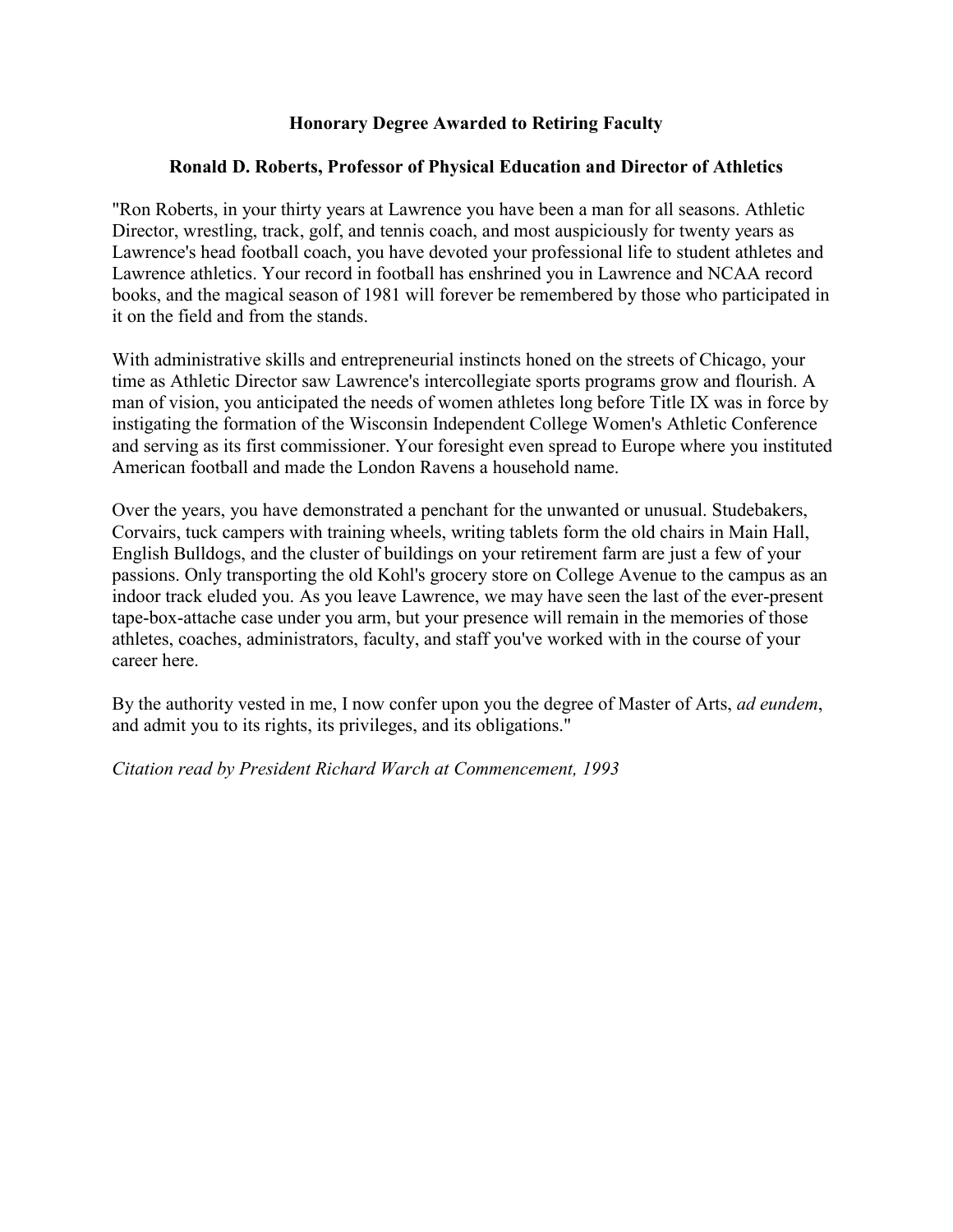**Honorary Degree Awarded to Retiring Faculty**

**Ronald D. Roberts, Professor of Physical Education and Director of Athletics**

"Ron Roberts, in your thirty years at Lawrence you have been a man for all seasons. Athletic Director, wrestling, track, golf, and tennis coach, and most auspiciously for twenty years as Lawrence's head football coach, you have devoted your professional life to student athletes and Lawrence athletics. Your record in football has enshrined you in Lawrence and NCAA record books, and the magical season of 1981 will forever be remembered by those who participated in it on the field and from the stands.

With administrative skills and entrepreneurial instincts honed on the streets of Chicago, your time as Athletic Director saw Lawrence's intercollegiate sports programs grow and flourish. A man of vision, you anticipated the needs of women athletes long before Title IX was in force by instigating the formation of the Wisconsin Independent College Women's Athletic Conference and serving as its first commissioner. Your foresight even spread to Europe where you instituted American football and made the London Ravens a household name.

Over the years, you have demonstrated a penchant for the unwanted or unusual. Studebakers, Corvairs, tuck campers with training wheels, writing tablets form the old chairs in Main Hall, English Bulldogs, and the cluster of buildings on your retirement farm are just a few of your passions. Only transporting the old Kohl's grocery store on College Avenue to the campus as an indoor track eluded you. As you leave Lawrence, we may have seen the last of the ever-present tape-box-attache case under you arm, but your presence will remain in the memories of those athletes, coaches, administrators, faculty, and staff you've worked with in the course of your career here.

By the authority vested in me, I now confer upon you the degree of Master of Arts, *ad eundem*, and admit you to its rights, its privileges, and its obligations."

*Citation read by President Richard Warch at Commencement, 1993*